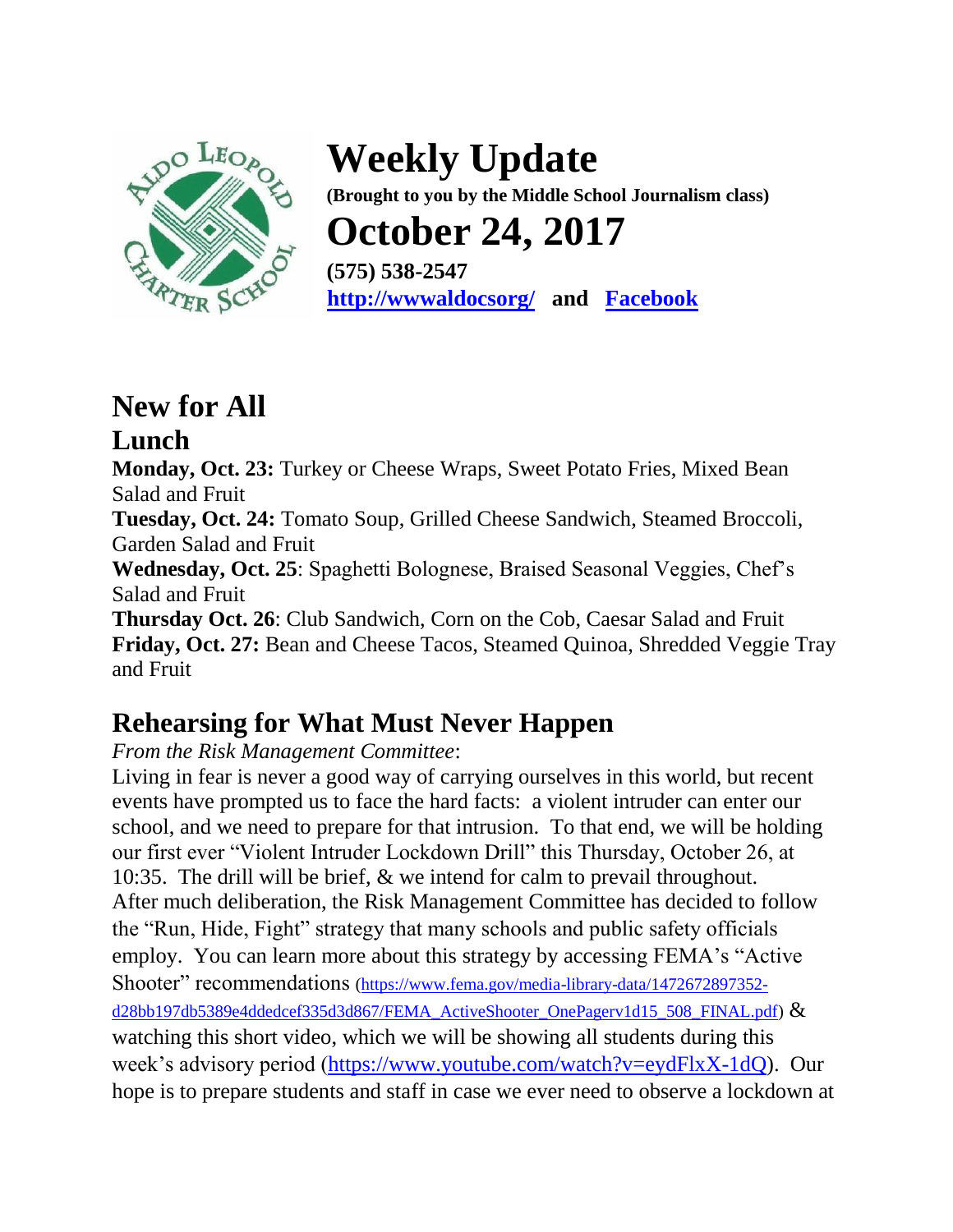# Weekly Update

**(Brought to you by the Middle School Journalism class)**

# October 24, 2017

**(575) 538-2547**

**http://wwwaldocsorg/** **and** **Facebook**

## New for All

### Lunch

**Monday, Oct. 23:** Turkey or Cheese Wraps, Sweet Potato Fries, Mixed Bean Salad and Fruit

**Tuesday, Oct. 24:** Tomato Soup, Grilled Cheese Sandwich, Steamed Broccoli, Garden Salad and Fruit

**Wednesday, Oct. 25**: Spaghetti Bolognese, Braised Seasonal Veggies, Chef's Salad and Fruit

**Thursday Oct. 26**: Club Sandwich, Corn on the Cob, Caesar Salad and Fruit

**Friday, Oct. 27:** Bean and Cheese Tacos, Steamed Quinoa, Shredded Veggie Tray and Fruit

## Rehearsing for What Must Never Happen

*From the Risk Management Committee*:

Living in fear is never a good way of carrying ourselves in this world, but recent events have prompted us to face the hard facts: a violent intruder can enter our school, and we need to prepare for that intrusion. To that end, we will be holding our first ever "Violent Intruder Lockdown Drill" this Thursday, October 26, at 10:35. The drill will be brief, & we intend for calm to prevail throughout. After much deliberation, the Risk Management Committee has decided to follow the "Run, Hide, Fight" strategy that many schools and public safety officials employ. You can learn more about this strategy by accessing FEMA's "Active Shooter" recommendations (https://www.fema.gov/media-library-data/1472672897352-d28bb197db5389e4ddedcef335d3d867/FEMA_ActiveShooter_OnePagerv1d15_508_FINAL.pdf) & watching this short video, which we will be showing all students during this week's advisory period (https://www.youtube.com/watch?v=eydFlxX-1dQ). Our hope is to prepare students and staff in case we ever need to observe a lockdown at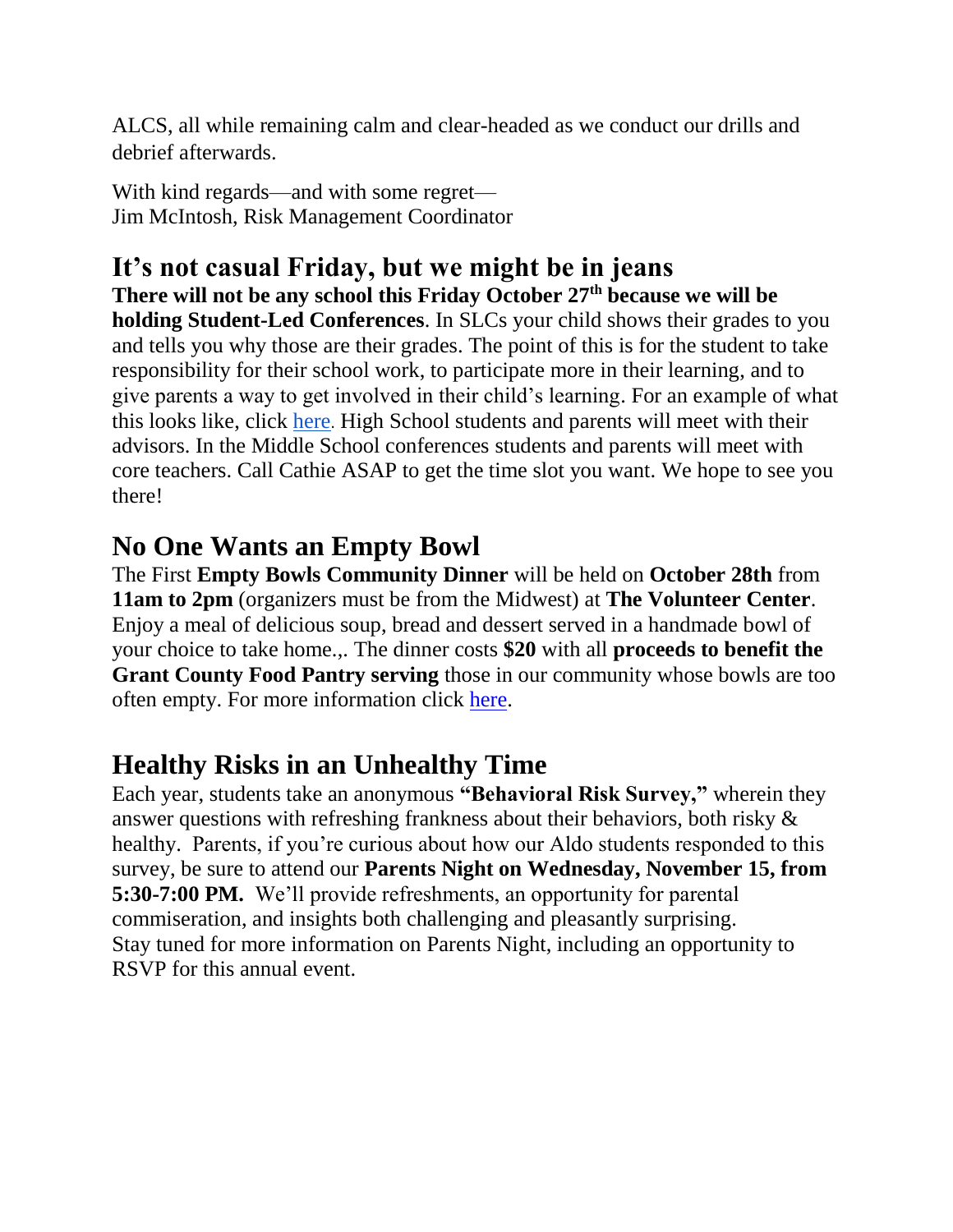ALCS, all while remaining calm and clear-headed as we conduct our drills and debrief afterwards.

With kind regards—and with some regret—
Jim McIntosh, Risk Management Coordinator

## It's not casual Friday, but we might be in jeans

**There will not be any school this Friday October 27th because we will be holding Student-Led Conferences**. In SLCs your child shows their grades to you and tells you why those are their grades. The point of this is for the student to take responsibility for their school work, to participate more in their learning, and to give parents a way to get involved in their child's learning. For an example of what this looks like, click [here](). High School students and parents will meet with their advisors. In the Middle School conferences students and parents will meet with core teachers. Call Cathie ASAP to get the time slot you want. We hope to see you there!

## No One Wants an Empty Bowl

The First **Empty Bowls Community Dinner** will be held on **October 28th** from **11am to 2pm** (organizers must be from the Midwest) at **The Volunteer Center**. Enjoy a meal of delicious soup, bread and dessert served in a handmade bowl of your choice to take home.,. The dinner costs **$20** with all **proceeds to benefit the Grant County Food Pantry serving** those in our community whose bowls are too often empty. For more information click [here]().

## Healthy Risks in an Unhealthy Time

Each year, students take an anonymous **"Behavioral Risk Survey,"** wherein they answer questions with refreshing frankness about their behaviors, both risky & healthy. Parents, if you're curious about how our Aldo students responded to this survey, be sure to attend our **Parents Night on Wednesday, November 15, from 5:30-7:00 PM.** We'll provide refreshments, an opportunity for parental commiseration, and insights both challenging and pleasantly surprising.
Stay tuned for more information on Parents Night, including an opportunity to RSVP for this annual event.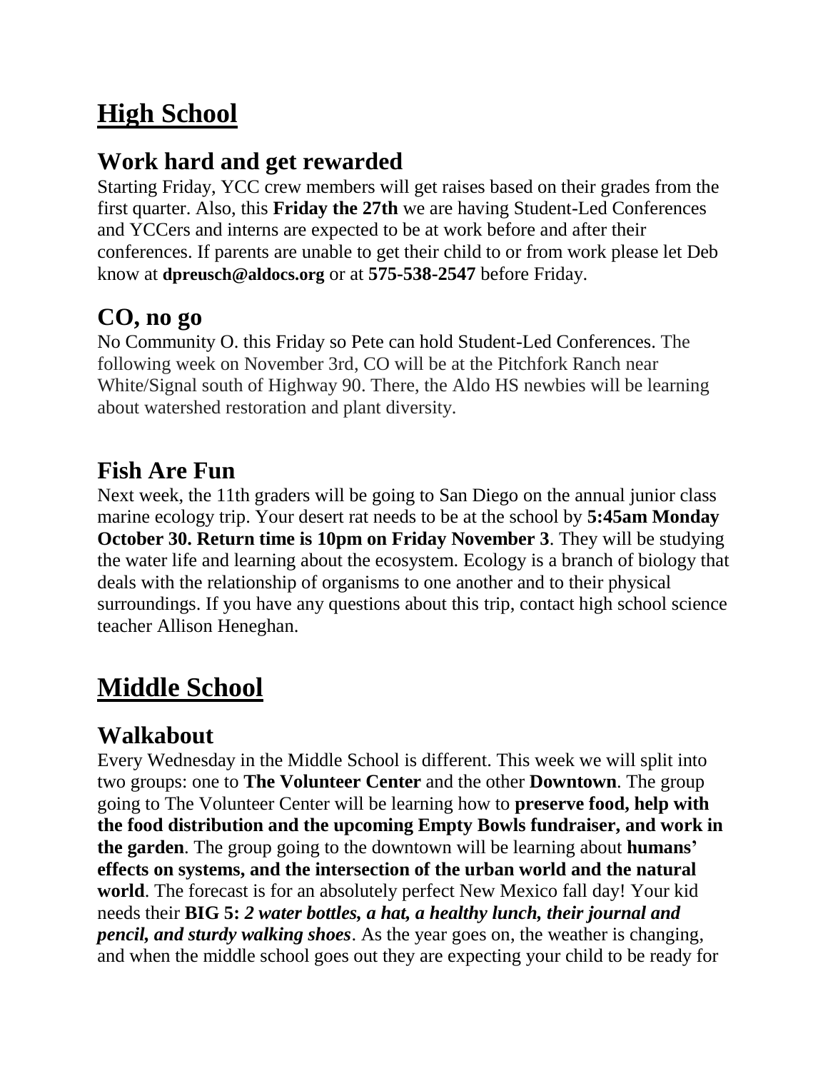# High School

## Work hard and get rewarded

Starting Friday, YCC crew members will get raises based on their grades from the first quarter. Also, this **Friday the 27th** we are having Student-Led Conferences and YCCers and interns are expected to be at work before and after their conferences. If parents are unable to get their child to or from work please let Deb know at **dpreusch@aldocs.org** or at **575-538-2547** before Friday.

## CO, no go

No Community O. this Friday so Pete can hold Student-Led Conferences. The following week on November 3rd, CO will be at the Pitchfork Ranch near White/Signal south of Highway 90. There, the Aldo HS newbies will be learning about watershed restoration and plant diversity.

## Fish Are Fun

Next week, the 11th graders will be going to San Diego on the annual junior class marine ecology trip. Your desert rat needs to be at the school by **5:45am Monday October 30. Return time is 10pm on Friday November 3**. They will be studying the water life and learning about the ecosystem. Ecology is a branch of biology that deals with the relationship of organisms to one another and to their physical surroundings. If you have any questions about this trip, contact high school science teacher Allison Heneghan.

# Middle School

## Walkabout

Every Wednesday in the Middle School is different. This week we will split into two groups: one to **The Volunteer Center** and the other **Downtown**. The group going to The Volunteer Center will be learning how to **preserve food, help with the food distribution and the upcoming Empty Bowls fundraiser, and work in the garden**. The group going to the downtown will be learning about **humans' effects on systems, and the intersection of the urban world and the natural world**. The forecast is for an absolutely perfect New Mexico fall day! Your kid needs their **BIG 5:** ***2 water bottles, a hat, a healthy lunch, their journal and pencil, and sturdy walking shoes***. As the year goes on, the weather is changing, and when the middle school goes out they are expecting your child to be ready for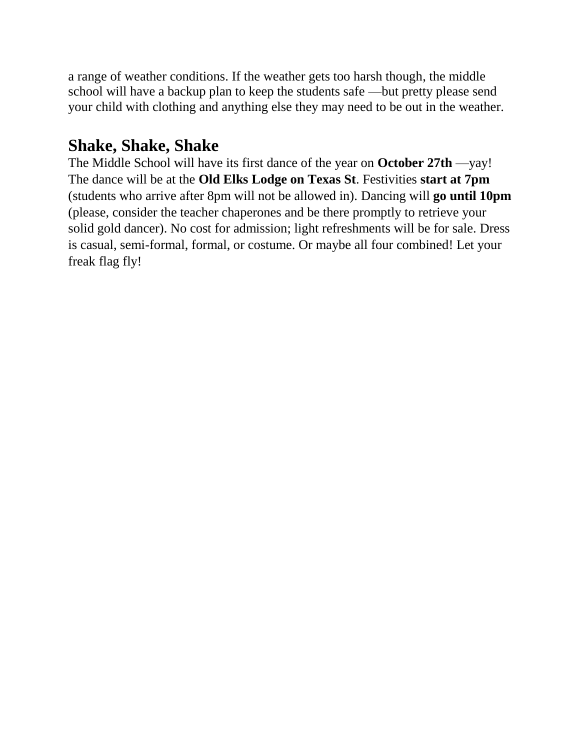a range of weather conditions. If the weather gets too harsh though, the middle school will have a backup plan to keep the students safe —but pretty please send your child with clothing and anything else they may need to be out in the weather.

## Shake, Shake, Shake

The Middle School will have its first dance of the year on **October 27th** —yay! The dance will be at the **Old Elks Lodge on Texas St**. Festivities **start at 7pm** (students who arrive after 8pm will not be allowed in). Dancing will **go until 10pm** (please, consider the teacher chaperones and be there promptly to retrieve your solid gold dancer). No cost for admission; light refreshments will be for sale. Dress is casual, semi-formal, formal, or costume. Or maybe all four combined! Let your freak flag fly!